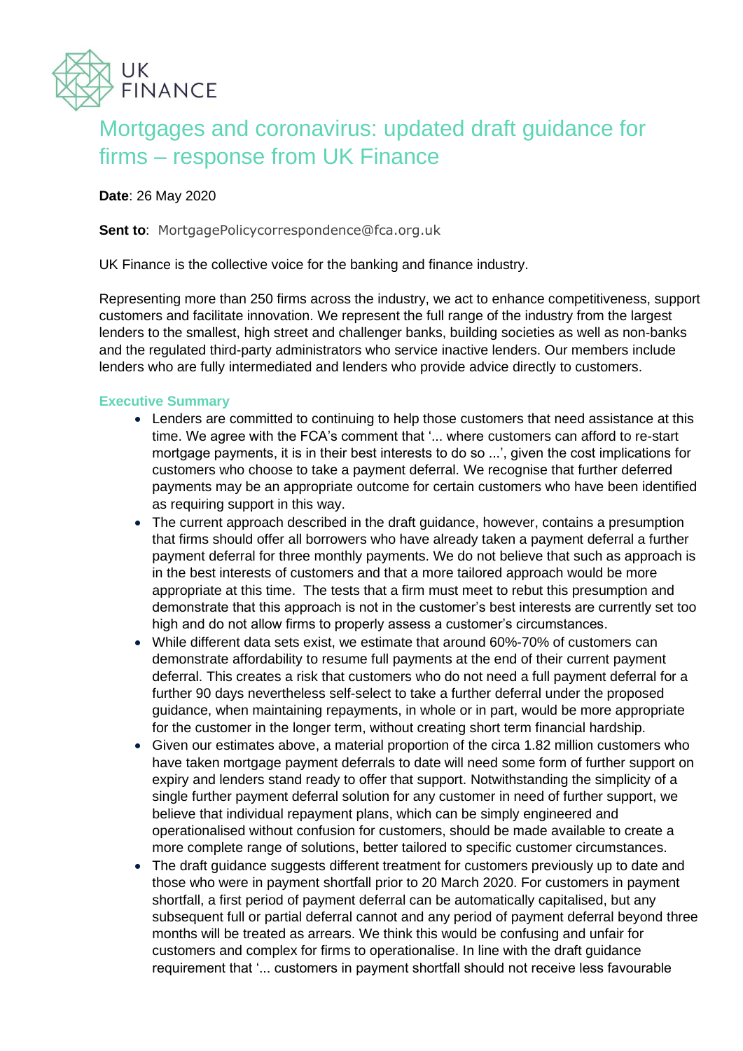UK FINANCE

# Mortgages and coronavirus: updated draft guidance for firms – response from UK Finance

**Date**: 26 May 2020

**Sent to**: MortgagePolicycorrespondence@fca.org.uk

UK Finance is the collective voice for the banking and finance industry.

Representing more than 250 firms across the industry, we act to enhance competitiveness, support customers and facilitate innovation. We represent the full range of the industry from the largest lenders to the smallest, high street and challenger banks, building societies as well as non-banks and the regulated third-party administrators who service inactive lenders. Our members include lenders who are fully intermediated and lenders who provide advice directly to customers.

## Executive Summary

- Lenders are committed to continuing to help those customers that need assistance at this time. We agree with the FCA's comment that '... where customers can afford to re-start mortgage payments, it is in their best interests to do so ...', given the cost implications for customers who choose to take a payment deferral. We recognise that further deferred payments may be an appropriate outcome for certain customers who have been identified as requiring support in this way.
- The current approach described in the draft guidance, however, contains a presumption that firms should offer all borrowers who have already taken a payment deferral a further payment deferral for three monthly payments. We do not believe that such as approach is in the best interests of customers and that a more tailored approach would be more appropriate at this time. The tests that a firm must meet to rebut this presumption and demonstrate that this approach is not in the customer's best interests are currently set too high and do not allow firms to properly assess a customer's circumstances.
- While different data sets exist, we estimate that around 60%-70% of customers can demonstrate affordability to resume full payments at the end of their current payment deferral. This creates a risk that customers who do not need a full payment deferral for a further 90 days nevertheless self-select to take a further deferral under the proposed guidance, when maintaining repayments, in whole or in part, would be more appropriate for the customer in the longer term, without creating short term financial hardship.
- Given our estimates above, a material proportion of the circa 1.82 million customers who have taken mortgage payment deferrals to date will need some form of further support on expiry and lenders stand ready to offer that support. Notwithstanding the simplicity of a single further payment deferral solution for any customer in need of further support, we believe that individual repayment plans, which can be simply engineered and operationalised without confusion for customers, should be made available to create a more complete range of solutions, better tailored to specific customer circumstances.
- The draft guidance suggests different treatment for customers previously up to date and those who were in payment shortfall prior to 20 March 2020. For customers in payment shortfall, a first period of payment deferral can be automatically capitalised, but any subsequent full or partial deferral cannot and any period of payment deferral beyond three months will be treated as arrears. We think this would be confusing and unfair for customers and complex for firms to operationalise. In line with the draft guidance requirement that '... customers in payment shortfall should not receive less favourable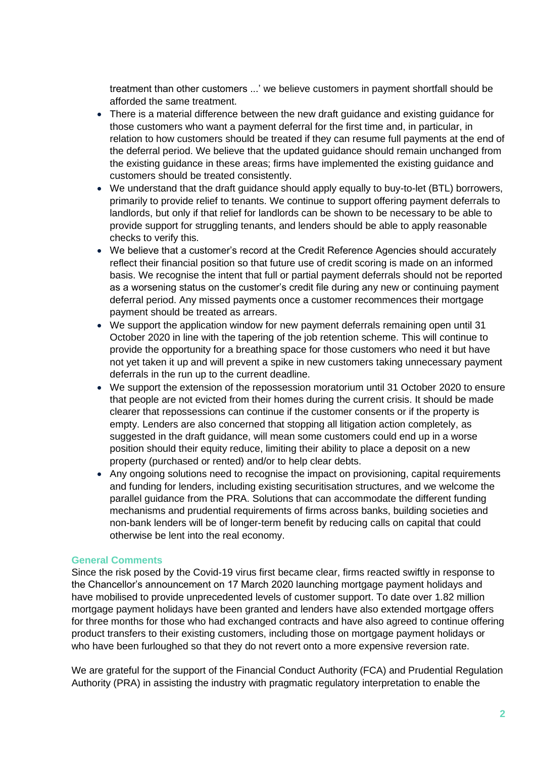treatment than other customers ...' we believe customers in payment shortfall should be afforded the same treatment.

- There is a material difference between the new draft guidance and existing guidance for those customers who want a payment deferral for the first time and, in particular, in relation to how customers should be treated if they can resume full payments at the end of the deferral period. We believe that the updated guidance should remain unchanged from the existing guidance in these areas; firms have implemented the existing guidance and customers should be treated consistently.
- We understand that the draft guidance should apply equally to buy-to-let (BTL) borrowers, primarily to provide relief to tenants. We continue to support offering payment deferrals to landlords, but only if that relief for landlords can be shown to be necessary to be able to provide support for struggling tenants, and lenders should be able to apply reasonable checks to verify this.
- We believe that a customer's record at the Credit Reference Agencies should accurately reflect their financial position so that future use of credit scoring is made on an informed basis. We recognise the intent that full or partial payment deferrals should not be reported as a worsening status on the customer's credit file during any new or continuing payment deferral period. Any missed payments once a customer recommences their mortgage payment should be treated as arrears.
- We support the application window for new payment deferrals remaining open until 31 October 2020 in line with the tapering of the job retention scheme. This will continue to provide the opportunity for a breathing space for those customers who need it but have not yet taken it up and will prevent a spike in new customers taking unnecessary payment deferrals in the run up to the current deadline.
- We support the extension of the repossession moratorium until 31 October 2020 to ensure that people are not evicted from their homes during the current crisis. It should be made clearer that repossessions can continue if the customer consents or if the property is empty. Lenders are also concerned that stopping all litigation action completely, as suggested in the draft guidance, will mean some customers could end up in a worse position should their equity reduce, limiting their ability to place a deposit on a new property (purchased or rented) and/or to help clear debts.
- Any ongoing solutions need to recognise the impact on provisioning, capital requirements and funding for lenders, including existing securitisation structures, and we welcome the parallel guidance from the PRA. Solutions that can accommodate the different funding mechanisms and prudential requirements of firms across banks, building societies and non-bank lenders will be of longer-term benefit by reducing calls on capital that could otherwise be lent into the real economy.

### General Comments

Since the risk posed by the Covid-19 virus first became clear, firms reacted swiftly in response to the Chancellor's announcement on 17 March 2020 launching mortgage payment holidays and have mobilised to provide unprecedented levels of customer support. To date over 1.82 million mortgage payment holidays have been granted and lenders have also extended mortgage offers for three months for those who had exchanged contracts and have also agreed to continue offering product transfers to their existing customers, including those on mortgage payment holidays or who have been furloughed so that they do not revert onto a more expensive reversion rate.

We are grateful for the support of the Financial Conduct Authority (FCA) and Prudential Regulation Authority (PRA) in assisting the industry with pragmatic regulatory interpretation to enable the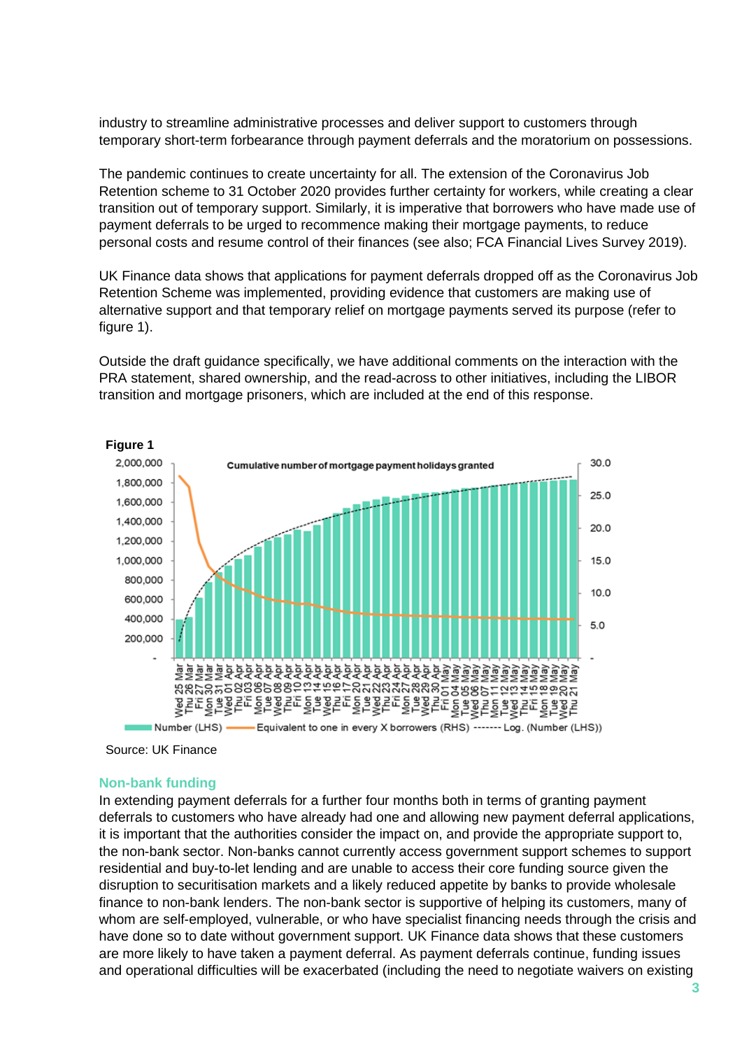industry to streamline administrative processes and deliver support to customers through temporary short-term forbearance through payment deferrals and the moratorium on possessions.

The pandemic continues to create uncertainty for all. The extension of the Coronavirus Job Retention scheme to 31 October 2020 provides further certainty for workers, while creating a clear transition out of temporary support. Similarly, it is imperative that borrowers who have made use of payment deferrals to be urged to recommence making their mortgage payments, to reduce personal costs and resume control of their finances (see also; FCA Financial Lives Survey 2019).

UK Finance data shows that applications for payment deferrals dropped off as the Coronavirus Job Retention Scheme was implemented, providing evidence that customers are making use of alternative support and that temporary relief on mortgage payments served its purpose (refer to figure 1).

Outside the draft guidance specifically, we have additional comments on the interaction with the PRA statement, shared ownership, and the read-across to other initiatives, including the LIBOR transition and mortgage prisoners, which are included at the end of this response.

**Figure 1**

Cumulative number of mortgage payment holidays granted

Number (LHS) — Equivalent to one in every X borrowers (RHS) ------- Log. (Number (LHS))

Source: UK Finance

## Non-bank funding

In extending payment deferrals for a further four months both in terms of granting payment deferrals to customers who have already had one and allowing new payment deferral applications, it is important that the authorities consider the impact on, and provide the appropriate support to, the non-bank sector. Non-banks cannot currently access government support schemes to support residential and buy-to-let lending and are unable to access their core funding source given the disruption to securitisation markets and a likely reduced appetite by banks to provide wholesale finance to non-bank lenders. The non-bank sector is supportive of helping its customers, many of whom are self-employed, vulnerable, or who have specialist financing needs through the crisis and have done so to date without government support. UK Finance data shows that these customers are more likely to have taken a payment deferral. As payment deferrals continue, funding issues and operational difficulties will be exacerbated (including the need to negotiate waivers on existing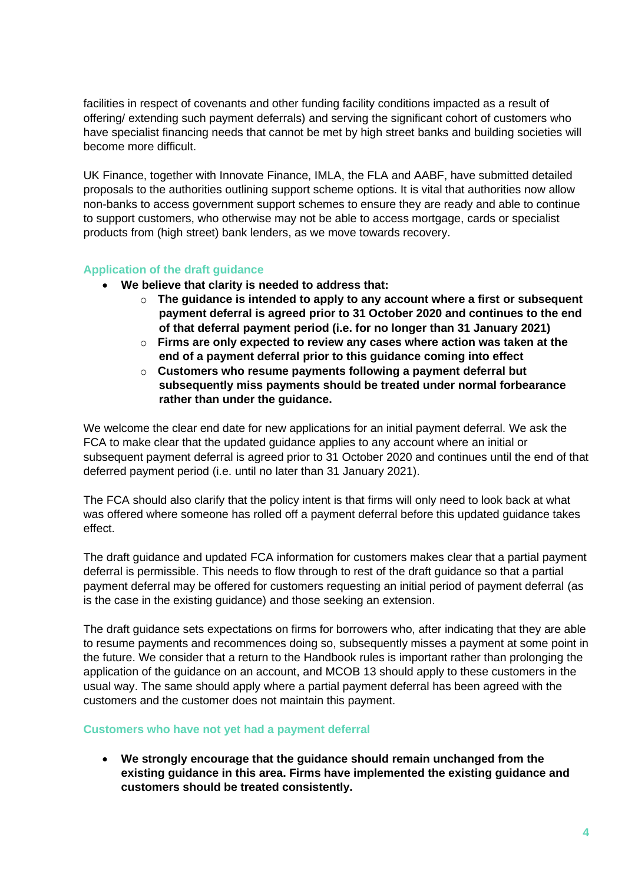facilities in respect of covenants and other funding facility conditions impacted as a result of offering/ extending such payment deferrals) and serving the significant cohort of customers who have specialist financing needs that cannot be met by high street banks and building societies will become more difficult.

UK Finance, together with Innovate Finance, IMLA, the FLA and AABF, have submitted detailed proposals to the authorities outlining support scheme options. It is vital that authorities now allow non-banks to access government support schemes to ensure they are ready and able to continue to support customers, who otherwise may not be able to access mortgage, cards or specialist products from (high street) bank lenders, as we move towards recovery.

### Application of the draft guidance

- **We believe that clarity is needed to address that:**
  - **The guidance is intended to apply to any account where a first or subsequent payment deferral is agreed prior to 31 October 2020 and continues to the end of that deferral payment period (i.e. for no longer than 31 January 2021)**
  - **Firms are only expected to review any cases where action was taken at the end of a payment deferral prior to this guidance coming into effect**
  - **Customers who resume payments following a payment deferral but subsequently miss payments should be treated under normal forbearance rather than under the guidance.**

We welcome the clear end date for new applications for an initial payment deferral. We ask the FCA to make clear that the updated guidance applies to any account where an initial or subsequent payment deferral is agreed prior to 31 October 2020 and continues until the end of that deferred payment period (i.e. until no later than 31 January 2021).

The FCA should also clarify that the policy intent is that firms will only need to look back at what was offered where someone has rolled off a payment deferral before this updated guidance takes effect.

The draft guidance and updated FCA information for customers makes clear that a partial payment deferral is permissible. This needs to flow through to rest of the draft guidance so that a partial payment deferral may be offered for customers requesting an initial period of payment deferral (as is the case in the existing guidance) and those seeking an extension.

The draft guidance sets expectations on firms for borrowers who, after indicating that they are able to resume payments and recommences doing so, subsequently misses a payment at some point in the future. We consider that a return to the Handbook rules is important rather than prolonging the application of the guidance on an account, and MCOB 13 should apply to these customers in the usual way. The same should apply where a partial payment deferral has been agreed with the customers and the customer does not maintain this payment.

### Customers who have not yet had a payment deferral

- **We strongly encourage that the guidance should remain unchanged from the existing guidance in this area. Firms have implemented the existing guidance and customers should be treated consistently.**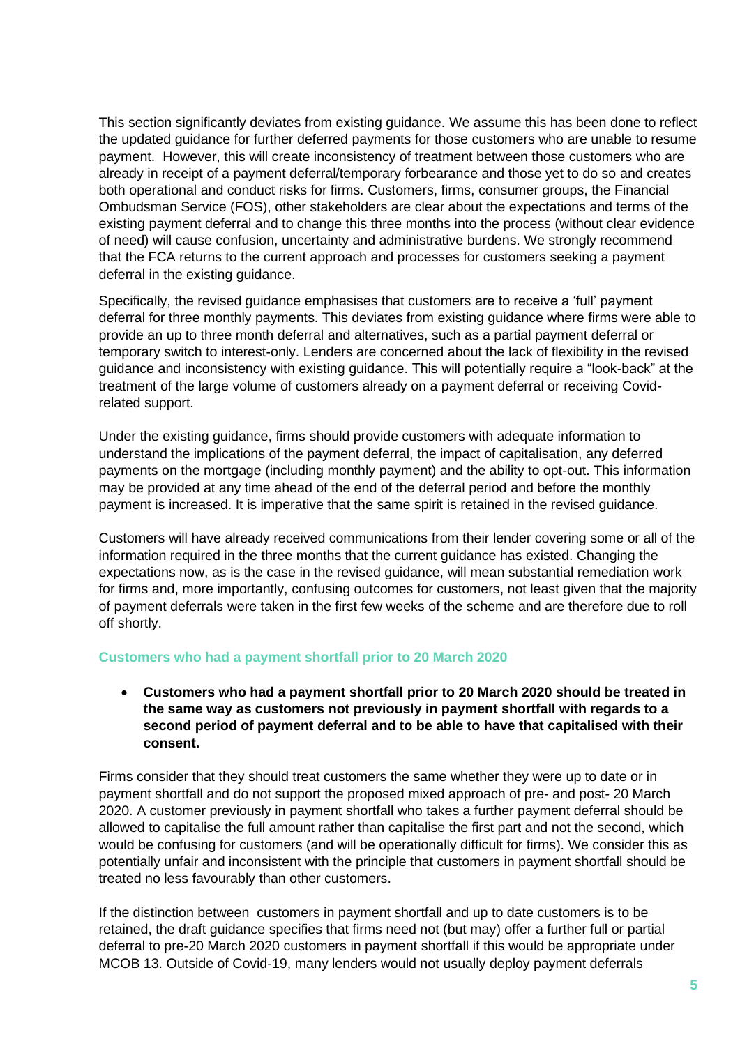This section significantly deviates from existing guidance. We assume this has been done to reflect the updated guidance for further deferred payments for those customers who are unable to resume payment. However, this will create inconsistency of treatment between those customers who are already in receipt of a payment deferral/temporary forbearance and those yet to do so and creates both operational and conduct risks for firms. Customers, firms, consumer groups, the Financial Ombudsman Service (FOS), other stakeholders are clear about the expectations and terms of the existing payment deferral and to change this three months into the process (without clear evidence of need) will cause confusion, uncertainty and administrative burdens. We strongly recommend that the FCA returns to the current approach and processes for customers seeking a payment deferral in the existing guidance.

Specifically, the revised guidance emphasises that customers are to receive a 'full' payment deferral for three monthly payments. This deviates from existing guidance where firms were able to provide an up to three month deferral and alternatives, such as a partial payment deferral or temporary switch to interest-only. Lenders are concerned about the lack of flexibility in the revised guidance and inconsistency with existing guidance. This will potentially require a "look-back" at the treatment of the large volume of customers already on a payment deferral or receiving Covid-related support.

Under the existing guidance, firms should provide customers with adequate information to understand the implications of the payment deferral, the impact of capitalisation, any deferred payments on the mortgage (including monthly payment) and the ability to opt-out. This information may be provided at any time ahead of the end of the deferral period and before the monthly payment is increased. It is imperative that the same spirit is retained in the revised guidance.

Customers will have already received communications from their lender covering some or all of the information required in the three months that the current guidance has existed. Changing the expectations now, as is the case in the revised guidance, will mean substantial remediation work for firms and, more importantly, confusing outcomes for customers, not least given that the majority of payment deferrals were taken in the first few weeks of the scheme and are therefore due to roll off shortly.

### Customers who had a payment shortfall prior to 20 March 2020

- **Customers who had a payment shortfall prior to 20 March 2020 should be treated in the same way as customers not previously in payment shortfall with regards to a second period of payment deferral and to be able to have that capitalised with their consent.**

Firms consider that they should treat customers the same whether they were up to date or in payment shortfall and do not support the proposed mixed approach of pre- and post- 20 March 2020. A customer previously in payment shortfall who takes a further payment deferral should be allowed to capitalise the full amount rather than capitalise the first part and not the second, which would be confusing for customers (and will be operationally difficult for firms). We consider this as potentially unfair and inconsistent with the principle that customers in payment shortfall should be treated no less favourably than other customers.

If the distinction between customers in payment shortfall and up to date customers is to be retained, the draft guidance specifies that firms need not (but may) offer a further full or partial deferral to pre-20 March 2020 customers in payment shortfall if this would be appropriate under MCOB 13. Outside of Covid-19, many lenders would not usually deploy payment deferrals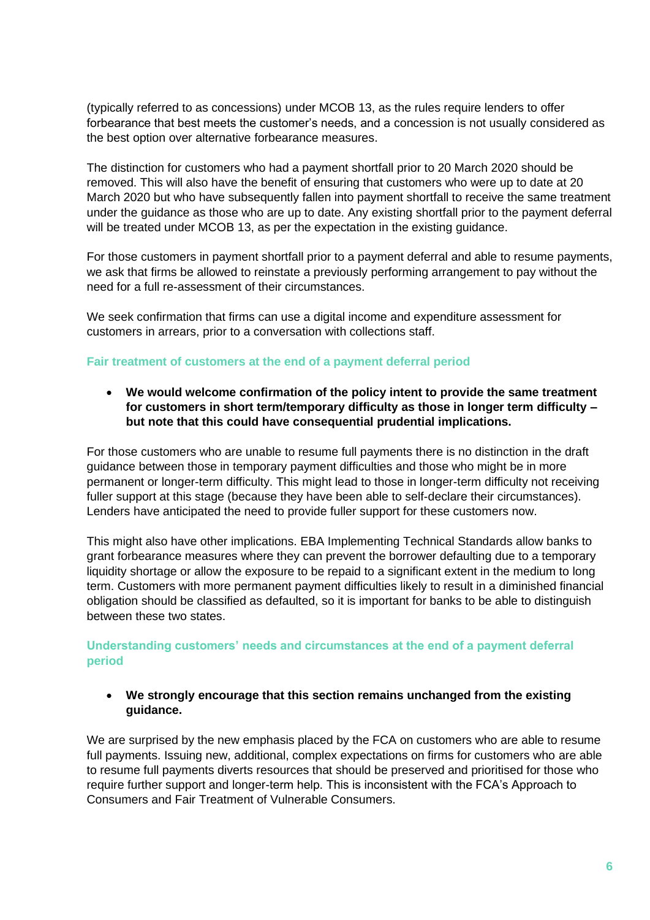(typically referred to as concessions) under MCOB 13, as the rules require lenders to offer forbearance that best meets the customer's needs, and a concession is not usually considered as the best option over alternative forbearance measures.

The distinction for customers who had a payment shortfall prior to 20 March 2020 should be removed. This will also have the benefit of ensuring that customers who were up to date at 20 March 2020 but who have subsequently fallen into payment shortfall to receive the same treatment under the guidance as those who are up to date. Any existing shortfall prior to the payment deferral will be treated under MCOB 13, as per the expectation in the existing guidance.

For those customers in payment shortfall prior to a payment deferral and able to resume payments, we ask that firms be allowed to reinstate a previously performing arrangement to pay without the need for a full re-assessment of their circumstances.

We seek confirmation that firms can use a digital income and expenditure assessment for customers in arrears, prior to a conversation with collections staff.

### Fair treatment of customers at the end of a payment deferral period

- **We would welcome confirmation of the policy intent to provide the same treatment for customers in short term/temporary difficulty as those in longer term difficulty – but note that this could have consequential prudential implications.**

For those customers who are unable to resume full payments there is no distinction in the draft guidance between those in temporary payment difficulties and those who might be in more permanent or longer-term difficulty. This might lead to those in longer-term difficulty not receiving fuller support at this stage (because they have been able to self-declare their circumstances). Lenders have anticipated the need to provide fuller support for these customers now.

This might also have other implications. EBA Implementing Technical Standards allow banks to grant forbearance measures where they can prevent the borrower defaulting due to a temporary liquidity shortage or allow the exposure to be repaid to a significant extent in the medium to long term. Customers with more permanent payment difficulties likely to result in a diminished financial obligation should be classified as defaulted, so it is important for banks to be able to distinguish between these two states.

### Understanding customers' needs and circumstances at the end of a payment deferral period

- **We strongly encourage that this section remains unchanged from the existing guidance.**

We are surprised by the new emphasis placed by the FCA on customers who are able to resume full payments. Issuing new, additional, complex expectations on firms for customers who are able to resume full payments diverts resources that should be preserved and prioritised for those who require further support and longer-term help. This is inconsistent with the FCA's Approach to Consumers and Fair Treatment of Vulnerable Consumers.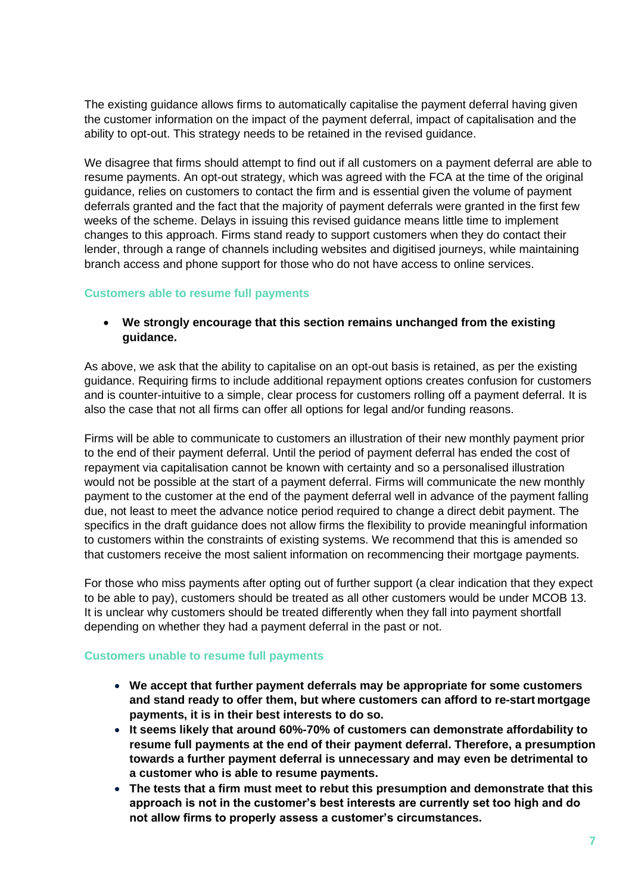The existing guidance allows firms to automatically capitalise the payment deferral having given the customer information on the impact of the payment deferral, impact of capitalisation and the ability to opt-out. This strategy needs to be retained in the revised guidance.

We disagree that firms should attempt to find out if all customers on a payment deferral are able to resume payments. An opt-out strategy, which was agreed with the FCA at the time of the original guidance, relies on customers to contact the firm and is essential given the volume of payment deferrals granted and the fact that the majority of payment deferrals were granted in the first few weeks of the scheme. Delays in issuing this revised guidance means little time to implement changes to this approach. Firms stand ready to support customers when they do contact their lender, through a range of channels including websites and digitised journeys, while maintaining branch access and phone support for those who do not have access to online services.

### Customers able to resume full payments

- **We strongly encourage that this section remains unchanged from the existing guidance.**

As above, we ask that the ability to capitalise on an opt-out basis is retained, as per the existing guidance. Requiring firms to include additional repayment options creates confusion for customers and is counter-intuitive to a simple, clear process for customers rolling off a payment deferral. It is also the case that not all firms can offer all options for legal and/or funding reasons.

Firms will be able to communicate to customers an illustration of their new monthly payment prior to the end of their payment deferral. Until the period of payment deferral has ended the cost of repayment via capitalisation cannot be known with certainty and so a personalised illustration would not be possible at the start of a payment deferral. Firms will communicate the new monthly payment to the customer at the end of the payment deferral well in advance of the payment falling due, not least to meet the advance notice period required to change a direct debit payment. The specifics in the draft guidance does not allow firms the flexibility to provide meaningful information to customers within the constraints of existing systems. We recommend that this is amended so that customers receive the most salient information on recommencing their mortgage payments.

For those who miss payments after opting out of further support (a clear indication that they expect to be able to pay), customers should be treated as all other customers would be under MCOB 13. It is unclear why customers should be treated differently when they fall into payment shortfall depending on whether they had a payment deferral in the past or not.

### Customers unable to resume full payments

- **We accept that further payment deferrals may be appropriate for some customers and stand ready to offer them, but where customers can afford to re-start mortgage payments, it is in their best interests to do so.**
- **It seems likely that around 60%-70% of customers can demonstrate affordability to resume full payments at the end of their payment deferral. Therefore, a presumption towards a further payment deferral is unnecessary and may even be detrimental to a customer who is able to resume payments.**
- **The tests that a firm must meet to rebut this presumption and demonstrate that this approach is not in the customer's best interests are currently set too high and do not allow firms to properly assess a customer's circumstances.**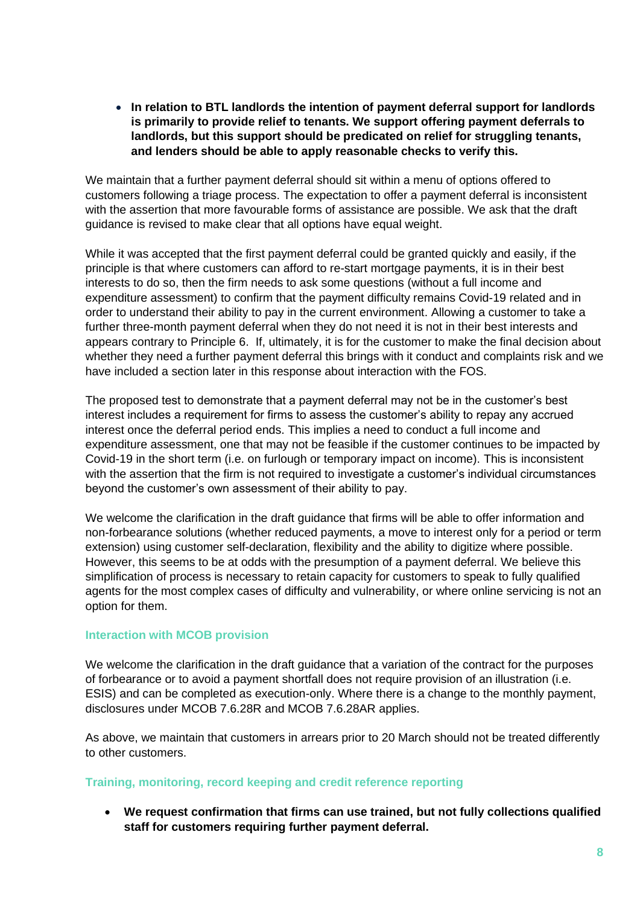- **In relation to BTL landlords the intention of payment deferral support for landlords is primarily to provide relief to tenants. We support offering payment deferrals to landlords, but this support should be predicated on relief for struggling tenants, and lenders should be able to apply reasonable checks to verify this.**

We maintain that a further payment deferral should sit within a menu of options offered to customers following a triage process. The expectation to offer a payment deferral is inconsistent with the assertion that more favourable forms of assistance are possible. We ask that the draft guidance is revised to make clear that all options have equal weight.

While it was accepted that the first payment deferral could be granted quickly and easily, if the principle is that where customers can afford to re-start mortgage payments, it is in their best interests to do so, then the firm needs to ask some questions (without a full income and expenditure assessment) to confirm that the payment difficulty remains Covid-19 related and in order to understand their ability to pay in the current environment. Allowing a customer to take a further three-month payment deferral when they do not need it is not in their best interests and appears contrary to Principle 6. If, ultimately, it is for the customer to make the final decision about whether they need a further payment deferral this brings with it conduct and complaints risk and we have included a section later in this response about interaction with the FOS.

The proposed test to demonstrate that a payment deferral may not be in the customer's best interest includes a requirement for firms to assess the customer's ability to repay any accrued interest once the deferral period ends. This implies a need to conduct a full income and expenditure assessment, one that may not be feasible if the customer continues to be impacted by Covid-19 in the short term (i.e. on furlough or temporary impact on income). This is inconsistent with the assertion that the firm is not required to investigate a customer's individual circumstances beyond the customer's own assessment of their ability to pay.

We welcome the clarification in the draft guidance that firms will be able to offer information and non-forbearance solutions (whether reduced payments, a move to interest only for a period or term extension) using customer self-declaration, flexibility and the ability to digitize where possible. However, this seems to be at odds with the presumption of a payment deferral. We believe this simplification of process is necessary to retain capacity for customers to speak to fully qualified agents for the most complex cases of difficulty and vulnerability, or where online servicing is not an option for them.

### Interaction with MCOB provision

We welcome the clarification in the draft guidance that a variation of the contract for the purposes of forbearance or to avoid a payment shortfall does not require provision of an illustration (i.e. ESIS) and can be completed as execution-only. Where there is a change to the monthly payment, disclosures under MCOB 7.6.28R and MCOB 7.6.28AR applies.

As above, we maintain that customers in arrears prior to 20 March should not be treated differently to other customers.

### Training, monitoring, record keeping and credit reference reporting

- **We request confirmation that firms can use trained, but not fully collections qualified staff for customers requiring further payment deferral.**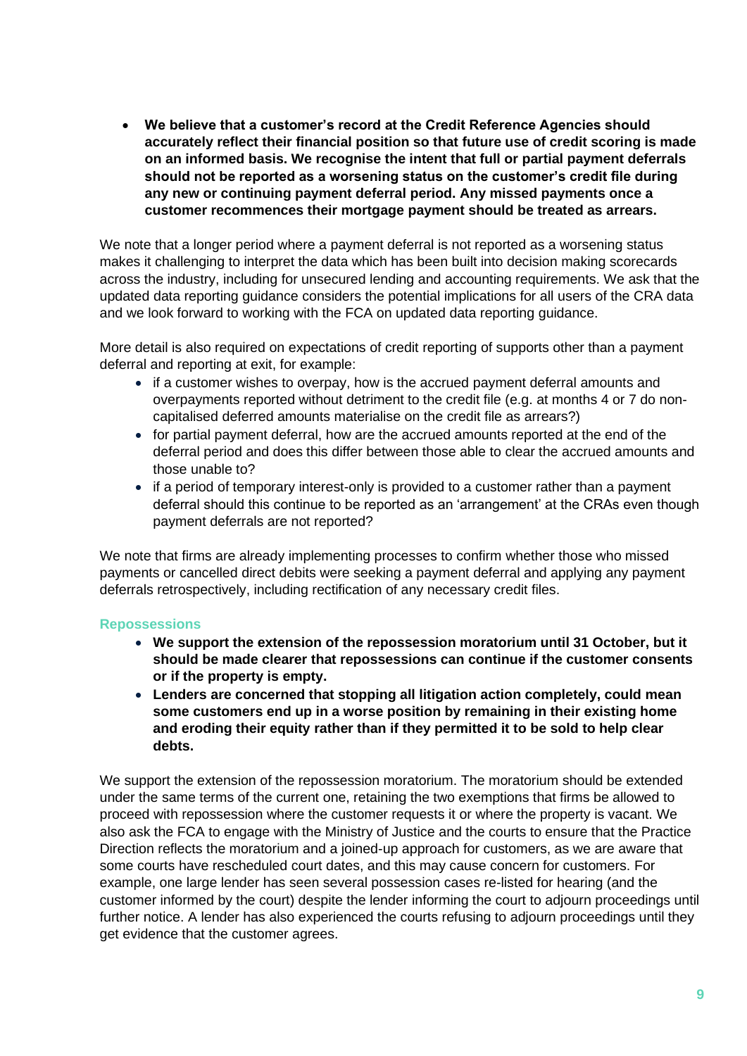- **We believe that a customer's record at the Credit Reference Agencies should accurately reflect their financial position so that future use of credit scoring is made on an informed basis. We recognise the intent that full or partial payment deferrals should not be reported as a worsening status on the customer's credit file during any new or continuing payment deferral period. Any missed payments once a customer recommences their mortgage payment should be treated as arrears.**

We note that a longer period where a payment deferral is not reported as a worsening status makes it challenging to interpret the data which has been built into decision making scorecards across the industry, including for unsecured lending and accounting requirements. We ask that the updated data reporting guidance considers the potential implications for all users of the CRA data and we look forward to working with the FCA on updated data reporting guidance.

More detail is also required on expectations of credit reporting of supports other than a payment deferral and reporting at exit, for example:

- if a customer wishes to overpay, how is the accrued payment deferral amounts and overpayments reported without detriment to the credit file (e.g. at months 4 or 7 do non-capitalised deferred amounts materialise on the credit file as arrears?)
- for partial payment deferral, how are the accrued amounts reported at the end of the deferral period and does this differ between those able to clear the accrued amounts and those unable to?
- if a period of temporary interest-only is provided to a customer rather than a payment deferral should this continue to be reported as an 'arrangement' at the CRAs even though payment deferrals are not reported?

We note that firms are already implementing processes to confirm whether those who missed payments or cancelled direct debits were seeking a payment deferral and applying any payment deferrals retrospectively, including rectification of any necessary credit files.

### Repossessions

- **We support the extension of the repossession moratorium until 31 October, but it should be made clearer that repossessions can continue if the customer consents or if the property is empty.**
- **Lenders are concerned that stopping all litigation action completely, could mean some customers end up in a worse position by remaining in their existing home and eroding their equity rather than if they permitted it to be sold to help clear debts.**

We support the extension of the repossession moratorium. The moratorium should be extended under the same terms of the current one, retaining the two exemptions that firms be allowed to proceed with repossession where the customer requests it or where the property is vacant. We also ask the FCA to engage with the Ministry of Justice and the courts to ensure that the Practice Direction reflects the moratorium and a joined-up approach for customers, as we are aware that some courts have rescheduled court dates, and this may cause concern for customers. For example, one large lender has seen several possession cases re-listed for hearing (and the customer informed by the court) despite the lender informing the court to adjourn proceedings until further notice. A lender has also experienced the courts refusing to adjourn proceedings until they get evidence that the customer agrees.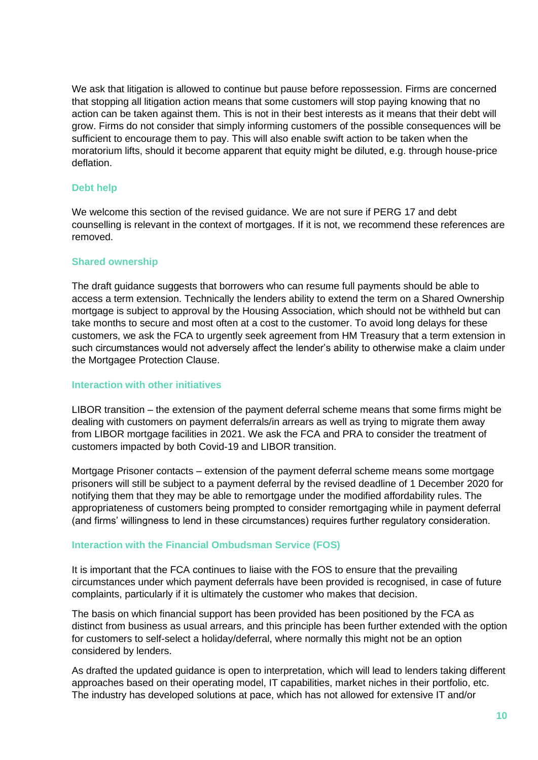We ask that litigation is allowed to continue but pause before repossession. Firms are concerned that stopping all litigation action means that some customers will stop paying knowing that no action can be taken against them. This is not in their best interests as it means that their debt will grow. Firms do not consider that simply informing customers of the possible consequences will be sufficient to encourage them to pay. This will also enable swift action to be taken when the moratorium lifts, should it become apparent that equity might be diluted, e.g. through house-price deflation.

### Debt help

We welcome this section of the revised guidance. We are not sure if PERG 17 and debt counselling is relevant in the context of mortgages. If it is not, we recommend these references are removed.

### Shared ownership

The draft guidance suggests that borrowers who can resume full payments should be able to access a term extension. Technically the lenders ability to extend the term on a Shared Ownership mortgage is subject to approval by the Housing Association, which should not be withheld but can take months to secure and most often at a cost to the customer. To avoid long delays for these customers, we ask the FCA to urgently seek agreement from HM Treasury that a term extension in such circumstances would not adversely affect the lender's ability to otherwise make a claim under the Mortgagee Protection Clause.

### Interaction with other initiatives

LIBOR transition – the extension of the payment deferral scheme means that some firms might be dealing with customers on payment deferrals/in arrears as well as trying to migrate them away from LIBOR mortgage facilities in 2021. We ask the FCA and PRA to consider the treatment of customers impacted by both Covid-19 and LIBOR transition.

Mortgage Prisoner contacts – extension of the payment deferral scheme means some mortgage prisoners will still be subject to a payment deferral by the revised deadline of 1 December 2020 for notifying them that they may be able to remortgage under the modified affordability rules. The appropriateness of customers being prompted to consider remortgaging while in payment deferral (and firms' willingness to lend in these circumstances) requires further regulatory consideration.

### Interaction with the Financial Ombudsman Service (FOS)

It is important that the FCA continues to liaise with the FOS to ensure that the prevailing circumstances under which payment deferrals have been provided is recognised, in case of future complaints, particularly if it is ultimately the customer who makes that decision.

The basis on which financial support has been provided has been positioned by the FCA as distinct from business as usual arrears, and this principle has been further extended with the option for customers to self-select a holiday/deferral, where normally this might not be an option considered by lenders.

As drafted the updated guidance is open to interpretation, which will lead to lenders taking different approaches based on their operating model, IT capabilities, market niches in their portfolio, etc. The industry has developed solutions at pace, which has not allowed for extensive IT and/or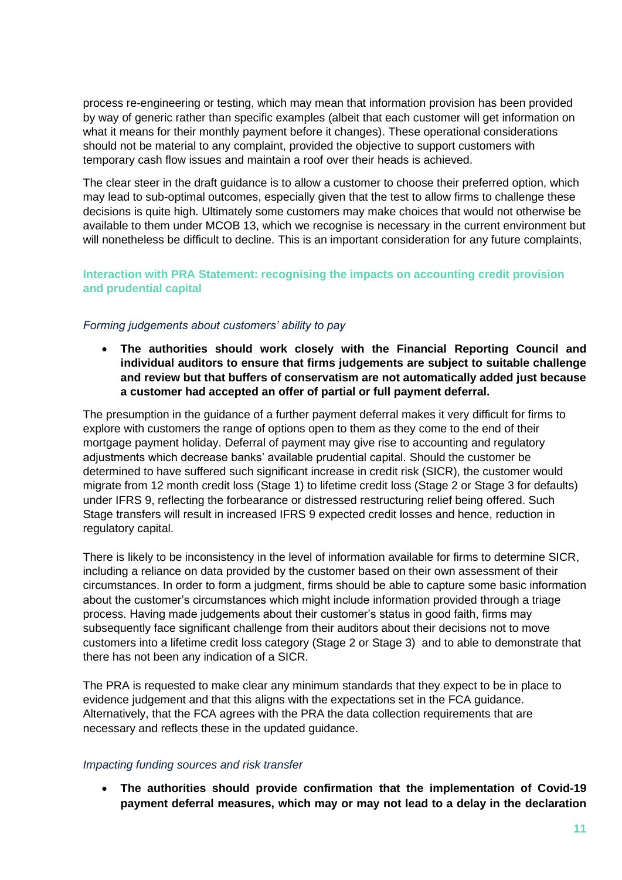process re-engineering or testing, which may mean that information provision has been provided by way of generic rather than specific examples (albeit that each customer will get information on what it means for their monthly payment before it changes). These operational considerations should not be material to any complaint, provided the objective to support customers with temporary cash flow issues and maintain a roof over their heads is achieved.

The clear steer in the draft guidance is to allow a customer to choose their preferred option, which may lead to sub-optimal outcomes, especially given that the test to allow firms to challenge these decisions is quite high. Ultimately some customers may make choices that would not otherwise be available to them under MCOB 13, which we recognise is necessary in the current environment but will nonetheless be difficult to decline. This is an important consideration for any future complaints,

### Interaction with PRA Statement: recognising the impacts on accounting credit provision and prudential capital

*Forming judgements about customers' ability to pay*

- **The authorities should work closely with the Financial Reporting Council and individual auditors to ensure that firms judgements are subject to suitable challenge and review but that buffers of conservatism are not automatically added just because a customer had accepted an offer of partial or full payment deferral.**

The presumption in the guidance of a further payment deferral makes it very difficult for firms to explore with customers the range of options open to them as they come to the end of their mortgage payment holiday. Deferral of payment may give rise to accounting and regulatory adjustments which decrease banks' available prudential capital. Should the customer be determined to have suffered such significant increase in credit risk (SICR), the customer would migrate from 12 month credit loss (Stage 1) to lifetime credit loss (Stage 2 or Stage 3 for defaults) under IFRS 9, reflecting the forbearance or distressed restructuring relief being offered. Such Stage transfers will result in increased IFRS 9 expected credit losses and hence, reduction in regulatory capital.

There is likely to be inconsistency in the level of information available for firms to determine SICR, including a reliance on data provided by the customer based on their own assessment of their circumstances. In order to form a judgment, firms should be able to capture some basic information about the customer's circumstances which might include information provided through a triage process. Having made judgements about their customer's status in good faith, firms may subsequently face significant challenge from their auditors about their decisions not to move customers into a lifetime credit loss category (Stage 2 or Stage 3) and to able to demonstrate that there has not been any indication of a SICR.

The PRA is requested to make clear any minimum standards that they expect to be in place to evidence judgement and that this aligns with the expectations set in the FCA guidance. Alternatively, that the FCA agrees with the PRA the data collection requirements that are necessary and reflects these in the updated guidance.

*Impacting funding sources and risk transfer*

- **The authorities should provide confirmation that the implementation of Covid-19 payment deferral measures, which may or may not lead to a delay in the declaration**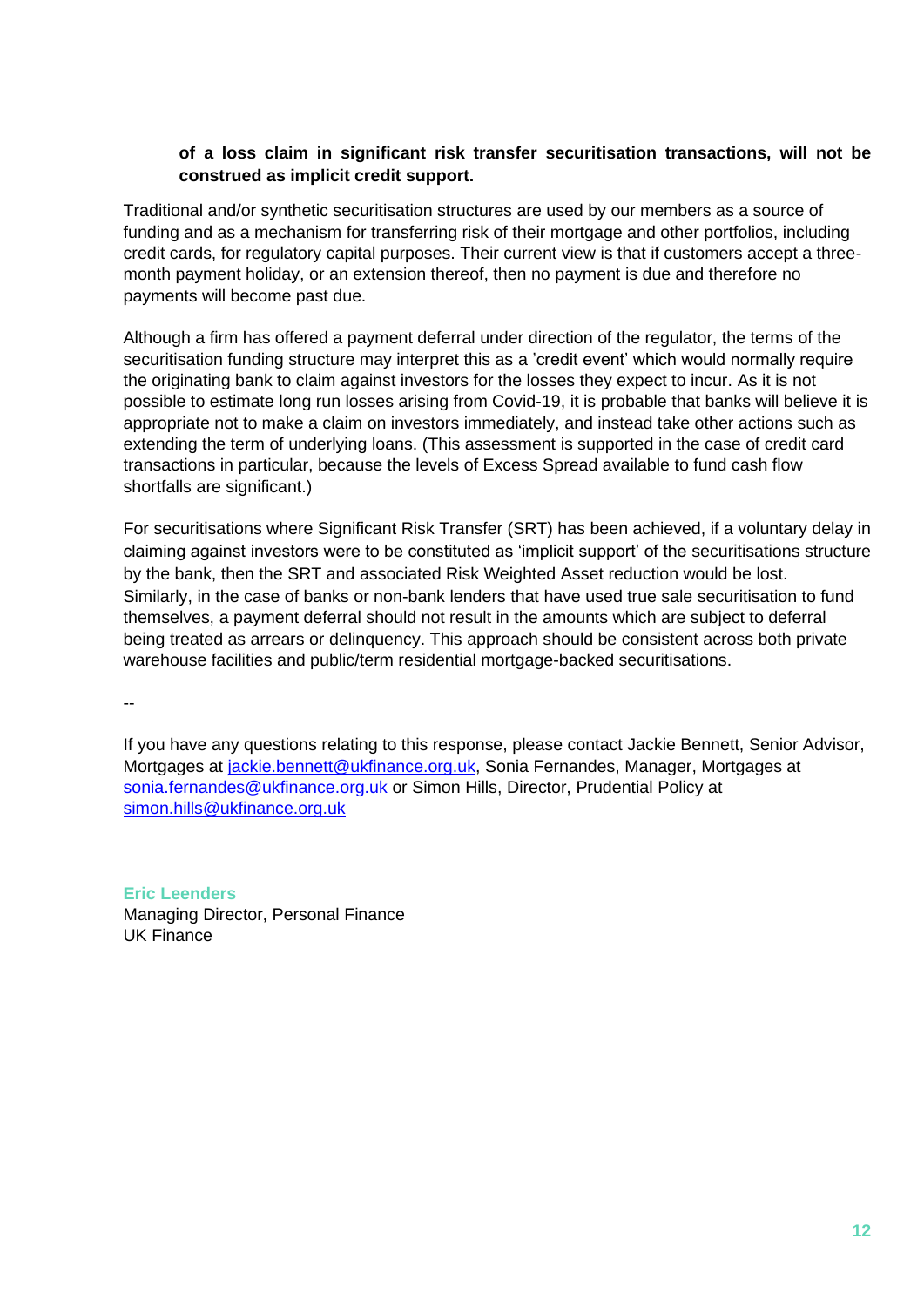**of a loss claim in significant risk transfer securitisation transactions, will not be construed as implicit credit support.**

Traditional and/or synthetic securitisation structures are used by our members as a source of funding and as a mechanism for transferring risk of their mortgage and other portfolios, including credit cards, for regulatory capital purposes. Their current view is that if customers accept a three-month payment holiday, or an extension thereof, then no payment is due and therefore no payments will become past due.

Although a firm has offered a payment deferral under direction of the regulator, the terms of the securitisation funding structure may interpret this as a 'credit event' which would normally require the originating bank to claim against investors for the losses they expect to incur. As it is not possible to estimate long run losses arising from Covid-19, it is probable that banks will believe it is appropriate not to make a claim on investors immediately, and instead take other actions such as extending the term of underlying loans. (This assessment is supported in the case of credit card transactions in particular, because the levels of Excess Spread available to fund cash flow shortfalls are significant.)

For securitisations where Significant Risk Transfer (SRT) has been achieved, if a voluntary delay in claiming against investors were to be constituted as 'implicit support' of the securitisations structure by the bank, then the SRT and associated Risk Weighted Asset reduction would be lost. Similarly, in the case of banks or non-bank lenders that have used true sale securitisation to fund themselves, a payment deferral should not result in the amounts which are subject to deferral being treated as arrears or delinquency. This approach should be consistent across both private warehouse facilities and public/term residential mortgage-backed securitisations.

--

If you have any questions relating to this response, please contact Jackie Bennett, Senior Advisor, Mortgages at jackie.bennett@ukfinance.org.uk, Sonia Fernandes, Manager, Mortgages at sonia.fernandes@ukfinance.org.uk or Simon Hills, Director, Prudential Policy at simon.hills@ukfinance.org.uk

**Eric Leenders**
Managing Director, Personal Finance
UK Finance